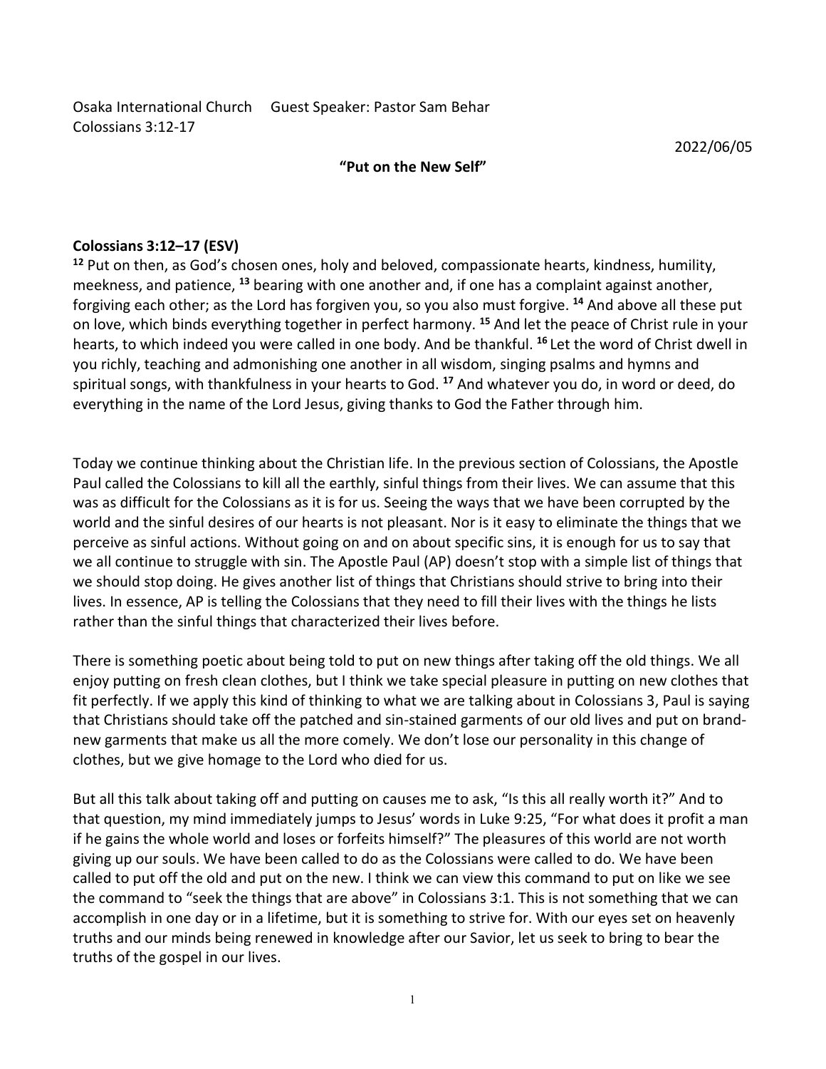Osaka International Church    Guest Speaker: Pastor Sam Behar
Colossians 3:12-17

2022/06/05

**"Put on the New Self"**

**Colossians 3:12–17 (ESV)**
**12** Put on then, as God's chosen ones, holy and beloved, compassionate hearts, kindness, humility, meekness, and patience, **13** bearing with one another and, if one has a complaint against another, forgiving each other; as the Lord has forgiven you, so you also must forgive. **14** And above all these put on love, which binds everything together in perfect harmony. **15** And let the peace of Christ rule in your hearts, to which indeed you were called in one body. And be thankful. **16** Let the word of Christ dwell in you richly, teaching and admonishing one another in all wisdom, singing psalms and hymns and spiritual songs, with thankfulness in your hearts to God. **17** And whatever you do, in word or deed, do everything in the name of the Lord Jesus, giving thanks to God the Father through him.

Today we continue thinking about the Christian life. In the previous section of Colossians, the Apostle Paul called the Colossians to kill all the earthly, sinful things from their lives. We can assume that this was as difficult for the Colossians as it is for us. Seeing the ways that we have been corrupted by the world and the sinful desires of our hearts is not pleasant. Nor is it easy to eliminate the things that we perceive as sinful actions. Without going on and on about specific sins, it is enough for us to say that we all continue to struggle with sin. The Apostle Paul (AP) doesn't stop with a simple list of things that we should stop doing. He gives another list of things that Christians should strive to bring into their lives. In essence, AP is telling the Colossians that they need to fill their lives with the things he lists rather than the sinful things that characterized their lives before.

There is something poetic about being told to put on new things after taking off the old things. We all enjoy putting on fresh clean clothes, but I think we take special pleasure in putting on new clothes that fit perfectly. If we apply this kind of thinking to what we are talking about in Colossians 3, Paul is saying that Christians should take off the patched and sin-stained garments of our old lives and put on brand-new garments that make us all the more comely. We don't lose our personality in this change of clothes, but we give homage to the Lord who died for us.

But all this talk about taking off and putting on causes me to ask, "Is this all really worth it?" And to that question, my mind immediately jumps to Jesus' words in Luke 9:25, "For what does it profit a man if he gains the whole world and loses or forfeits himself?" The pleasures of this world are not worth giving up our souls. We have been called to do as the Colossians were called to do. We have been called to put off the old and put on the new. I think we can view this command to put on like we see the command to "seek the things that are above" in Colossians 3:1. This is not something that we can accomplish in one day or in a lifetime, but it is something to strive for. With our eyes set on heavenly truths and our minds being renewed in knowledge after our Savior, let us seek to bring to bear the truths of the gospel in our lives.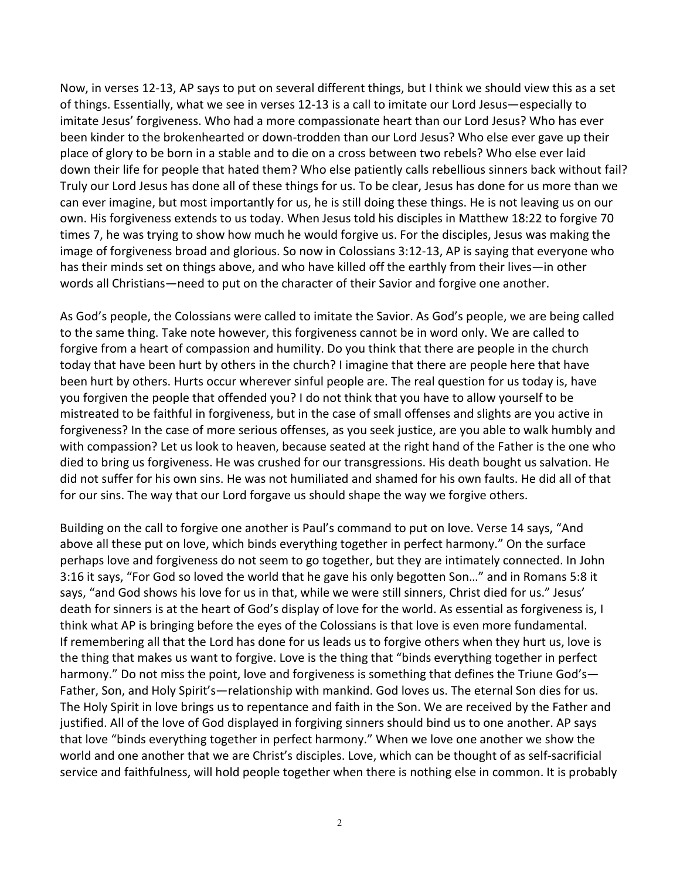Now, in verses 12-13, AP says to put on several different things, but I think we should view this as a set of things. Essentially, what we see in verses 12-13 is a call to imitate our Lord Jesus—especially to imitate Jesus' forgiveness. Who had a more compassionate heart than our Lord Jesus? Who has ever been kinder to the brokenhearted or down-trodden than our Lord Jesus? Who else ever gave up their place of glory to be born in a stable and to die on a cross between two rebels? Who else ever laid down their life for people that hated them? Who else patiently calls rebellious sinners back without fail? Truly our Lord Jesus has done all of these things for us. To be clear, Jesus has done for us more than we can ever imagine, but most importantly for us, he is still doing these things. He is not leaving us on our own. His forgiveness extends to us today. When Jesus told his disciples in Matthew 18:22 to forgive 70 times 7, he was trying to show how much he would forgive us. For the disciples, Jesus was making the image of forgiveness broad and glorious. So now in Colossians 3:12-13, AP is saying that everyone who has their minds set on things above, and who have killed off the earthly from their lives—in other words all Christians—need to put on the character of their Savior and forgive one another.

As God's people, the Colossians were called to imitate the Savior. As God's people, we are being called to the same thing. Take note however, this forgiveness cannot be in word only. We are called to forgive from a heart of compassion and humility. Do you think that there are people in the church today that have been hurt by others in the church? I imagine that there are people here that have been hurt by others. Hurts occur wherever sinful people are. The real question for us today is, have you forgiven the people that offended you? I do not think that you have to allow yourself to be mistreated to be faithful in forgiveness, but in the case of small offenses and slights are you active in forgiveness? In the case of more serious offenses, as you seek justice, are you able to walk humbly and with compassion? Let us look to heaven, because seated at the right hand of the Father is the one who died to bring us forgiveness. He was crushed for our transgressions. His death bought us salvation. He did not suffer for his own sins. He was not humiliated and shamed for his own faults. He did all of that for our sins. The way that our Lord forgave us should shape the way we forgive others.

Building on the call to forgive one another is Paul's command to put on love. Verse 14 says, "And above all these put on love, which binds everything together in perfect harmony." On the surface perhaps love and forgiveness do not seem to go together, but they are intimately connected. In John 3:16 it says, "For God so loved the world that he gave his only begotten Son…" and in Romans 5:8 it says, "and God shows his love for us in that, while we were still sinners, Christ died for us." Jesus' death for sinners is at the heart of God's display of love for the world. As essential as forgiveness is, I think what AP is bringing before the eyes of the Colossians is that love is even more fundamental. If remembering all that the Lord has done for us leads us to forgive others when they hurt us, love is the thing that makes us want to forgive. Love is the thing that "binds everything together in perfect harmony." Do not miss the point, love and forgiveness is something that defines the Triune God's—Father, Son, and Holy Spirit's—relationship with mankind. God loves us. The eternal Son dies for us. The Holy Spirit in love brings us to repentance and faith in the Son. We are received by the Father and justified. All of the love of God displayed in forgiving sinners should bind us to one another. AP says that love "binds everything together in perfect harmony." When we love one another we show the world and one another that we are Christ's disciples. Love, which can be thought of as self-sacrificial service and faithfulness, will hold people together when there is nothing else in common. It is probably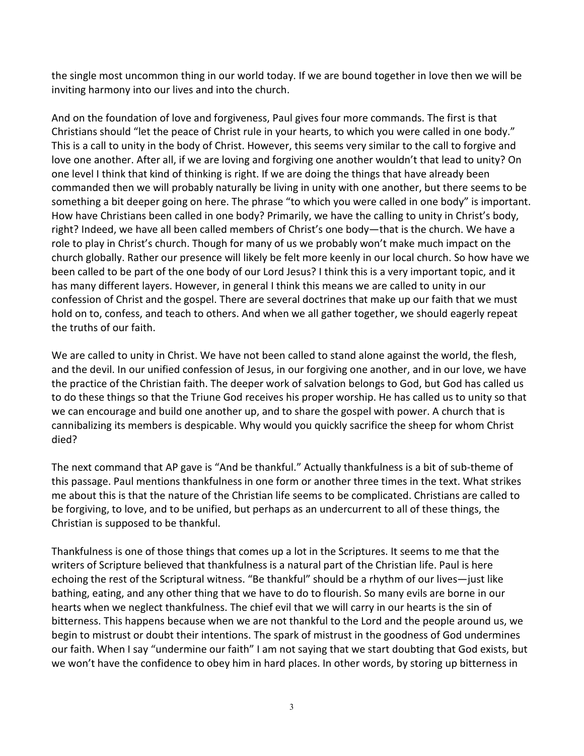the single most uncommon thing in our world today. If we are bound together in love then we will be inviting harmony into our lives and into the church.

And on the foundation of love and forgiveness, Paul gives four more commands. The first is that Christians should "let the peace of Christ rule in your hearts, to which you were called in one body." This is a call to unity in the body of Christ. However, this seems very similar to the call to forgive and love one another. After all, if we are loving and forgiving one another wouldn't that lead to unity? On one level I think that kind of thinking is right. If we are doing the things that have already been commanded then we will probably naturally be living in unity with one another, but there seems to be something a bit deeper going on here. The phrase "to which you were called in one body" is important. How have Christians been called in one body? Primarily, we have the calling to unity in Christ's body, right? Indeed, we have all been called members of Christ's one body—that is the church. We have a role to play in Christ's church. Though for many of us we probably won't make much impact on the church globally. Rather our presence will likely be felt more keenly in our local church. So how have we been called to be part of the one body of our Lord Jesus? I think this is a very important topic, and it has many different layers. However, in general I think this means we are called to unity in our confession of Christ and the gospel. There are several doctrines that make up our faith that we must hold on to, confess, and teach to others. And when we all gather together, we should eagerly repeat the truths of our faith.

We are called to unity in Christ. We have not been called to stand alone against the world, the flesh, and the devil. In our unified confession of Jesus, in our forgiving one another, and in our love, we have the practice of the Christian faith. The deeper work of salvation belongs to God, but God has called us to do these things so that the Triune God receives his proper worship. He has called us to unity so that we can encourage and build one another up, and to share the gospel with power. A church that is cannibalizing its members is despicable. Why would you quickly sacrifice the sheep for whom Christ died?

The next command that AP gave is "And be thankful." Actually thankfulness is a bit of sub-theme of this passage. Paul mentions thankfulness in one form or another three times in the text. What strikes me about this is that the nature of the Christian life seems to be complicated. Christians are called to be forgiving, to love, and to be unified, but perhaps as an undercurrent to all of these things, the Christian is supposed to be thankful.

Thankfulness is one of those things that comes up a lot in the Scriptures. It seems to me that the writers of Scripture believed that thankfulness is a natural part of the Christian life. Paul is here echoing the rest of the Scriptural witness. "Be thankful" should be a rhythm of our lives—just like bathing, eating, and any other thing that we have to do to flourish. So many evils are borne in our hearts when we neglect thankfulness. The chief evil that we will carry in our hearts is the sin of bitterness. This happens because when we are not thankful to the Lord and the people around us, we begin to mistrust or doubt their intentions. The spark of mistrust in the goodness of God undermines our faith. When I say "undermine our faith" I am not saying that we start doubting that God exists, but we won't have the confidence to obey him in hard places. In other words, by storing up bitterness in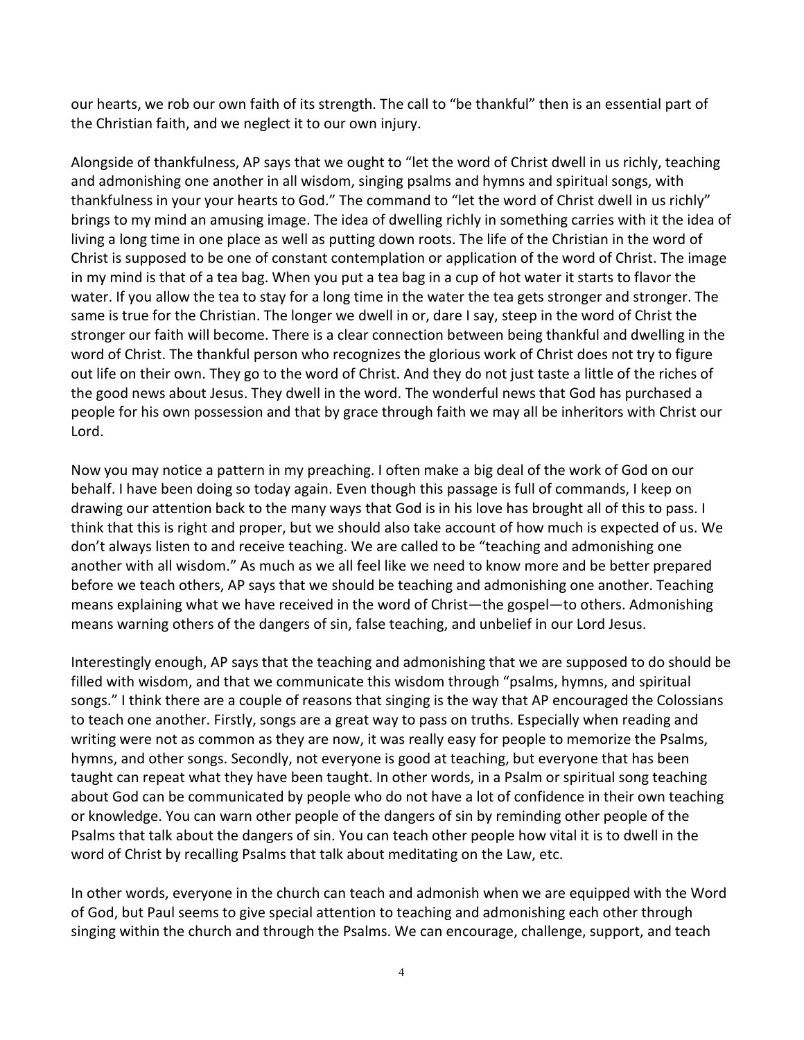our hearts, we rob our own faith of its strength. The call to "be thankful" then is an essential part of the Christian faith, and we neglect it to our own injury.

Alongside of thankfulness, AP says that we ought to "let the word of Christ dwell in us richly, teaching and admonishing one another in all wisdom, singing psalms and hymns and spiritual songs, with thankfulness in your your hearts to God." The command to "let the word of Christ dwell in us richly" brings to my mind an amusing image. The idea of dwelling richly in something carries with it the idea of living a long time in one place as well as putting down roots. The life of the Christian in the word of Christ is supposed to be one of constant contemplation or application of the word of Christ. The image in my mind is that of a tea bag. When you put a tea bag in a cup of hot water it starts to flavor the water. If you allow the tea to stay for a long time in the water the tea gets stronger and stronger. The same is true for the Christian. The longer we dwell in or, dare I say, steep in the word of Christ the stronger our faith will become. There is a clear connection between being thankful and dwelling in the word of Christ. The thankful person who recognizes the glorious work of Christ does not try to figure out life on their own. They go to the word of Christ. And they do not just taste a little of the riches of the good news about Jesus. They dwell in the word. The wonderful news that God has purchased a people for his own possession and that by grace through faith we may all be inheritors with Christ our Lord.

Now you may notice a pattern in my preaching. I often make a big deal of the work of God on our behalf. I have been doing so today again. Even though this passage is full of commands, I keep on drawing our attention back to the many ways that God is in his love has brought all of this to pass. I think that this is right and proper, but we should also take account of how much is expected of us. We don't always listen to and receive teaching. We are called to be "teaching and admonishing one another with all wisdom." As much as we all feel like we need to know more and be better prepared before we teach others, AP says that we should be teaching and admonishing one another. Teaching means explaining what we have received in the word of Christ—the gospel—to others. Admonishing means warning others of the dangers of sin, false teaching, and unbelief in our Lord Jesus.

Interestingly enough, AP says that the teaching and admonishing that we are supposed to do should be filled with wisdom, and that we communicate this wisdom through "psalms, hymns, and spiritual songs." I think there are a couple of reasons that singing is the way that AP encouraged the Colossians to teach one another. Firstly, songs are a great way to pass on truths. Especially when reading and writing were not as common as they are now, it was really easy for people to memorize the Psalms, hymns, and other songs. Secondly, not everyone is good at teaching, but everyone that has been taught can repeat what they have been taught. In other words, in a Psalm or spiritual song teaching about God can be communicated by people who do not have a lot of confidence in their own teaching or knowledge. You can warn other people of the dangers of sin by reminding other people of the Psalms that talk about the dangers of sin. You can teach other people how vital it is to dwell in the word of Christ by recalling Psalms that talk about meditating on the Law, etc.

In other words, everyone in the church can teach and admonish when we are equipped with the Word of God, but Paul seems to give special attention to teaching and admonishing each other through singing within the church and through the Psalms. We can encourage, challenge, support, and teach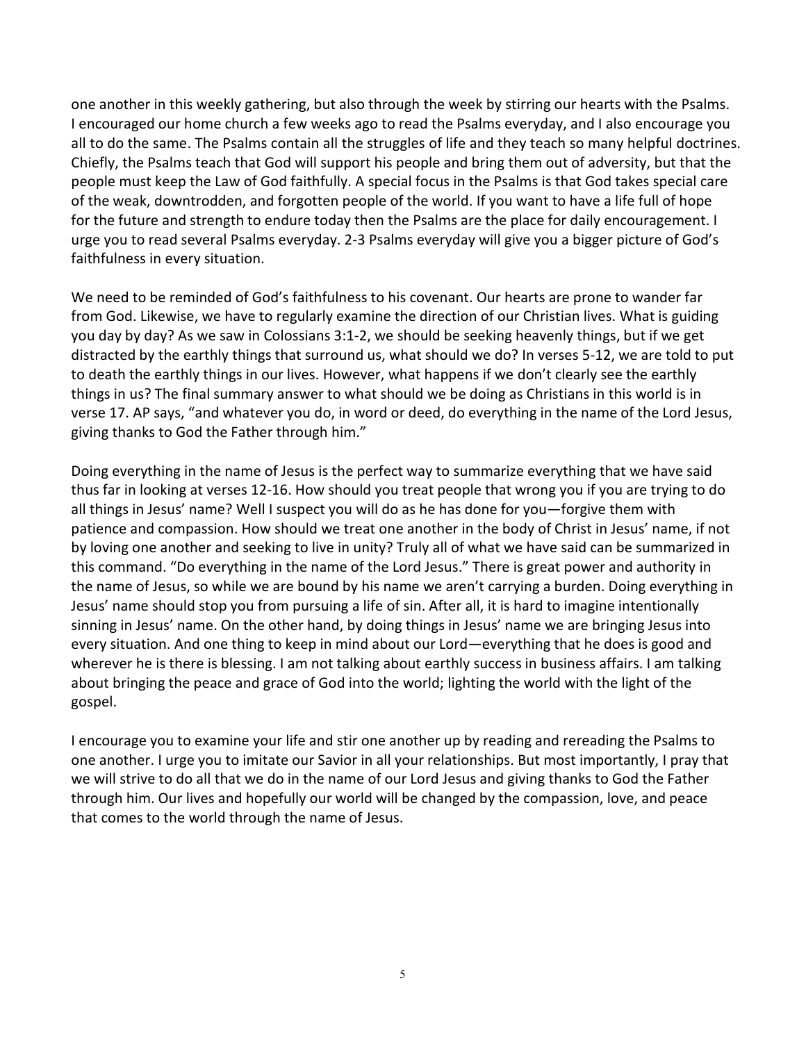one another in this weekly gathering, but also through the week by stirring our hearts with the Psalms. I encouraged our home church a few weeks ago to read the Psalms everyday, and I also encourage you all to do the same. The Psalms contain all the struggles of life and they teach so many helpful doctrines. Chiefly, the Psalms teach that God will support his people and bring them out of adversity, but that the people must keep the Law of God faithfully. A special focus in the Psalms is that God takes special care of the weak, downtrodden, and forgotten people of the world. If you want to have a life full of hope for the future and strength to endure today then the Psalms are the place for daily encouragement. I urge you to read several Psalms everyday. 2-3 Psalms everyday will give you a bigger picture of God's faithfulness in every situation.

We need to be reminded of God's faithfulness to his covenant. Our hearts are prone to wander far from God. Likewise, we have to regularly examine the direction of our Christian lives. What is guiding you day by day? As we saw in Colossians 3:1-2, we should be seeking heavenly things, but if we get distracted by the earthly things that surround us, what should we do? In verses 5-12, we are told to put to death the earthly things in our lives. However, what happens if we don't clearly see the earthly things in us? The final summary answer to what should we be doing as Christians in this world is in verse 17. AP says, "and whatever you do, in word or deed, do everything in the name of the Lord Jesus, giving thanks to God the Father through him."

Doing everything in the name of Jesus is the perfect way to summarize everything that we have said thus far in looking at verses 12-16. How should you treat people that wrong you if you are trying to do all things in Jesus' name? Well I suspect you will do as he has done for you—forgive them with patience and compassion. How should we treat one another in the body of Christ in Jesus' name, if not by loving one another and seeking to live in unity? Truly all of what we have said can be summarized in this command. "Do everything in the name of the Lord Jesus." There is great power and authority in the name of Jesus, so while we are bound by his name we aren't carrying a burden. Doing everything in Jesus' name should stop you from pursuing a life of sin. After all, it is hard to imagine intentionally sinning in Jesus' name. On the other hand, by doing things in Jesus' name we are bringing Jesus into every situation. And one thing to keep in mind about our Lord—everything that he does is good and wherever he is there is blessing. I am not talking about earthly success in business affairs. I am talking about bringing the peace and grace of God into the world; lighting the world with the light of the gospel.

I encourage you to examine your life and stir one another up by reading and rereading the Psalms to one another. I urge you to imitate our Savior in all your relationships. But most importantly, I pray that we will strive to do all that we do in the name of our Lord Jesus and giving thanks to God the Father through him. Our lives and hopefully our world will be changed by the compassion, love, and peace that comes to the world through the name of Jesus.